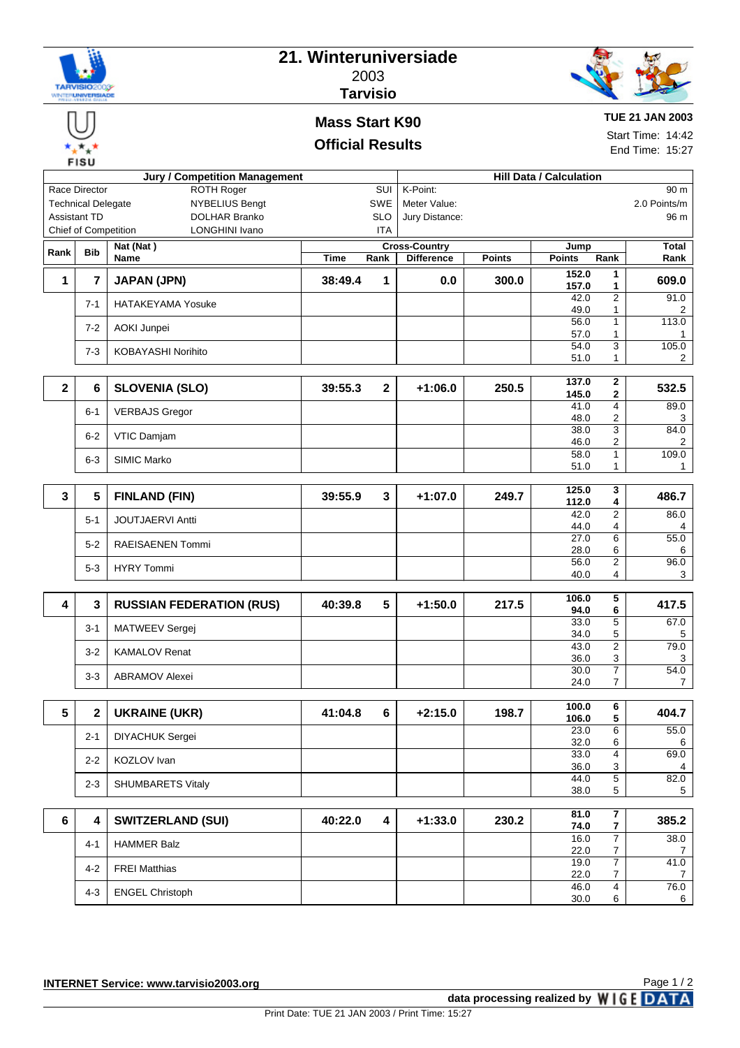# 21. Winteruniversiade

2003

**Tarvisio**

FISU

## Mass Start K90

## Official Results

**TUE 21 JAN 2003**

Start Time: 14:42

End Time: 15:27

| Jury / Competition Management | | | Hill Data / Calculation | |
|---|---|---|---|---|
| Race Director | ROTH Roger | SUI | K-Point: | 90 m |
| Technical Delegate | NYBELIUS Bengt | SWE | Meter Value: | 2.0 Points/m |
| Assistant TD | DOLHAR Branko | SLO | Jury Distance: | 96 m |
| Chief of Competition | LONGHINI Ivano | ITA | | |

| Rank | Bib | Nat (Nat ) Name | Cross-Country Time | Cross-Country Rank | Cross-Country Difference | Cross-Country Points | Jump Points | Jump Rank | Total / Rank |
|---|---|---|---|---|---|---|---|---|---|
| **1** | **7** | **JAPAN (JPN)** | **38:49.4** | **1** | **0.0** | **300.0** | **152.0** / **157.0** | **1** / **1** | **609.0** |
| | 7-1 | HATAKEYAMA Yosuke | | | | | 42.0 / 49.0 | 2 / 1 | 91.0 / 2 |
| | 7-2 | AOKI Junpei | | | | | 56.0 / 57.0 | 1 / 1 | 113.0 / 1 |
| | 7-3 | KOBAYASHI Norihito | | | | | 54.0 / 51.0 | 3 / 1 | 105.0 / 2 |
| **2** | **6** | **SLOVENIA (SLO)** | **39:55.3** | **2** | **+1:06.0** | **250.5** | **137.0** / **145.0** | **2** / **2** | **532.5** |
| | 6-1 | VERBAJS Gregor | | | | | 41.0 / 48.0 | 4 / 2 | 89.0 / 3 |
| | 6-2 | VTIC Damjam | | | | | 38.0 / 46.0 | 3 / 2 | 84.0 / 2 |
| | 6-3 | SIMIC Marko | | | | | 58.0 / 51.0 | 1 / 1 | 109.0 / 1 |
| **3** | **5** | **FINLAND (FIN)** | **39:55.9** | **3** | **+1:07.0** | **249.7** | **125.0** / **112.0** | **3** / **4** | **486.7** |
| | 5-1 | JOUTJAERVI Antti | | | | | 42.0 / 44.0 | 2 / 4 | 86.0 / 4 |
| | 5-2 | RAEISAENEN Tommi | | | | | 27.0 / 28.0 | 6 / 6 | 55.0 / 6 |
| | 5-3 | HYRY Tommi | | | | | 56.0 / 40.0 | 2 / 4 | 96.0 / 3 |
| **4** | **3** | **RUSSIAN FEDERATION (RUS)** | **40:39.8** | **5** | **+1:50.0** | **217.5** | **106.0** / **94.0** | **5** / **6** | **417.5** |
| | 3-1 | MATWEEV Sergej | | | | | 33.0 / 34.0 | 5 / 5 | 67.0 / 5 |
| | 3-2 | KAMALOV Renat | | | | | 43.0 / 36.0 | 2 / 3 | 79.0 / 3 |
| | 3-3 | ABRAMOV Alexei | | | | | 30.0 / 24.0 | 7 / 7 | 54.0 / 7 |
| **5** | **2** | **UKRAINE (UKR)** | **41:04.8** | **6** | **+2:15.0** | **198.7** | **100.0** / **106.0** | **6** / **5** | **404.7** |
| | 2-1 | DIYACHUK Sergei | | | | | 23.0 / 32.0 | 6 / 6 | 55.0 / 6 |
| | 2-2 | KOZLOV Ivan | | | | | 33.0 / 36.0 | 4 / 3 | 69.0 / 4 |
| | 2-3 | SHUMBARETS Vitaly | | | | | 44.0 / 38.0 | 5 / 5 | 82.0 / 5 |
| **6** | **4** | **SWITZERLAND (SUI)** | **40:22.0** | **4** | **+1:33.0** | **230.2** | **81.0** / **74.0** | **7** / **7** | **385.2** |
| | 4-1 | HAMMER Balz | | | | | 16.0 / 22.0 | 7 / 7 | 38.0 / 7 |
| | 4-2 | FREI Matthias | | | | | 19.0 / 22.0 | 7 / 7 | 41.0 / 7 |
| | 4-3 | ENGEL Christoph | | | | | 46.0 / 30.0 | 4 / 6 | 76.0 / 6 |

**INTERNET Service: www.tarvisio2003.org**

**data processing realized by WIGE DATA**

Print Date: TUE 21 JAN 2003 / Print Time: 15:27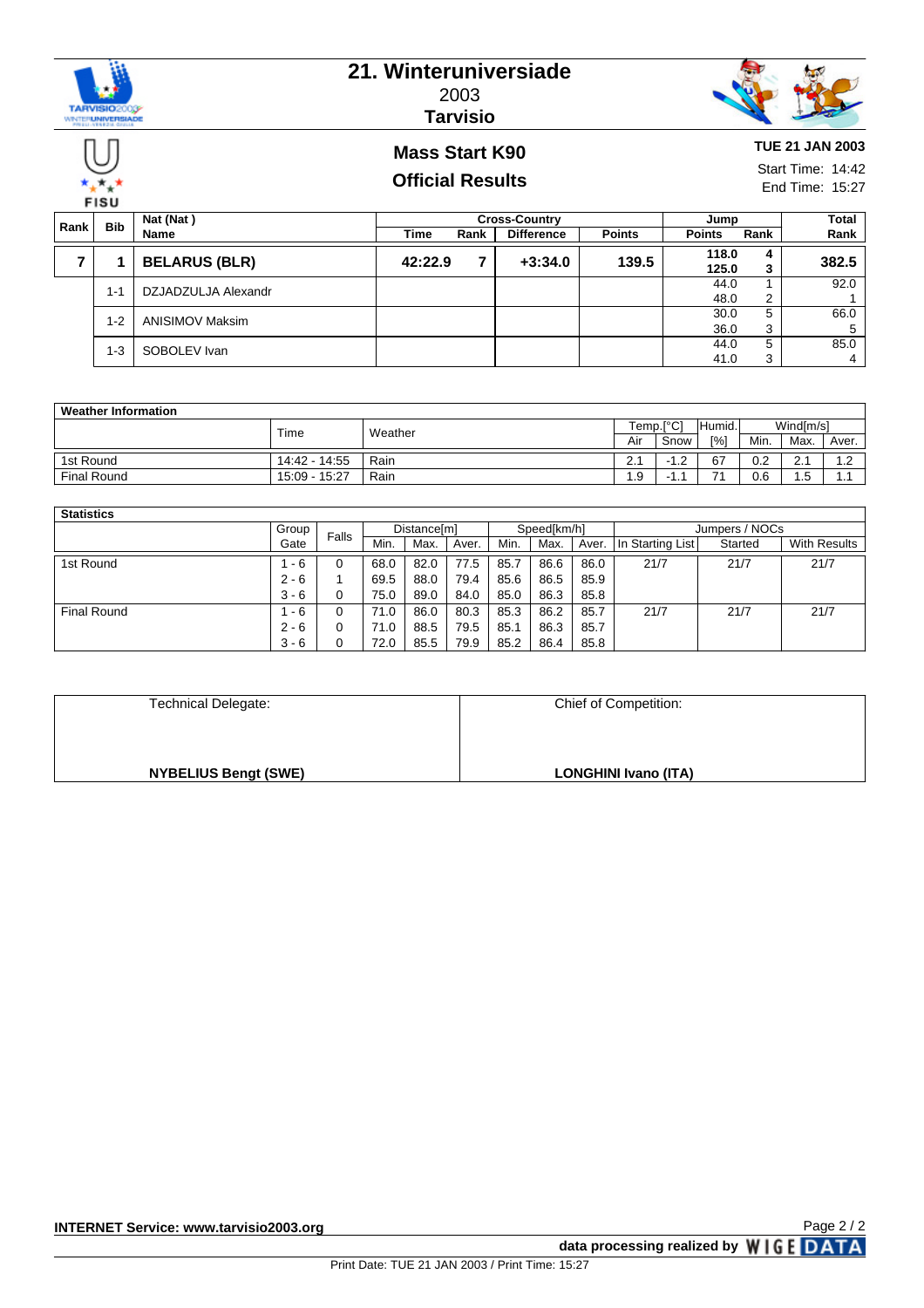# 21. Winteruniversiade

2003

**Tarvisio**

## Mass Start K90

## Official Results

**TUE 21 JAN 2003**

Start Time: 14:42

End Time: 15:27

| Rank | Bib | Nat (Nat ) Name | Cross-Country Time | Cross-Country Rank | Cross-Country Difference | Cross-Country Points | Jump Points | Jump Rank | Total Rank |
|---|---|---|---|---|---|---|---|---|---|
| **7** | **1** | **BELARUS (BLR)** | **42:22.9** | **7** | **+3:34.0** | **139.5** | **118.0** / **125.0** | **4** / **3** | **382.5** |
| | 1-1 | DZJADZULJA Alexandr | | | | | 44.0 / 48.0 | 1 / 2 | 92.0 / 1 |
| | 1-2 | ANISIMOV Maksim | | | | | 30.0 / 36.0 | 5 / 3 | 66.0 / 5 |
| | 1-3 | SOBOLEV Ivan | | | | | 44.0 / 41.0 | 5 / 3 | 85.0 / 4 |

**Weather Information**

| | Time | Weather | Temp.[°C] Air | Temp.[°C] Snow | Humid. [%] | Wind[m/s] Min. | Wind[m/s] Max. | Wind[m/s] Aver. |
|---|---|---|---|---|---|---|---|---|
| 1st Round | 14:42 - 14:55 | Rain | 2.1 | -1.2 | 67 | 0.2 | 2.1 | 1.2 |
| Final Round | 15:09 - 15:27 | Rain | 1.9 | -1.1 | 71 | 0.6 | 1.5 | 1.1 |

**Statistics**

| | Group Gate | Falls | Distance[m] Min. | Distance[m] Max. | Distance[m] Aver. | Speed[km/h] Min. | Speed[km/h] Max. | Speed[km/h] Aver. | Jumpers / NOCs In Starting List | Jumpers / NOCs Started | Jumpers / NOCs With Results |
|---|---|---|---|---|---|---|---|---|---|---|---|
| 1st Round | 1 - 6 | 0 | 68.0 | 82.0 | 77.5 | 85.7 | 86.6 | 86.0 | 21/7 | 21/7 | 21/7 |
| | 2 - 6 | 1 | 69.5 | 88.0 | 79.4 | 85.6 | 86.5 | 85.9 | | | |
| | 3 - 6 | 0 | 75.0 | 89.0 | 84.0 | 85.0 | 86.3 | 85.8 | | | |
| Final Round | 1 - 6 | 0 | 71.0 | 86.0 | 80.3 | 85.3 | 86.2 | 85.7 | 21/7 | 21/7 | 21/7 |
| | 2 - 6 | 0 | 71.0 | 88.5 | 79.5 | 85.1 | 86.3 | 85.7 | | | |
| | 3 - 6 | 0 | 72.0 | 85.5 | 79.9 | 85.2 | 86.4 | 85.8 | | | |

| Technical Delegate: | Chief of Competition: |
|---|---|
| **NYBELIUS Bengt (SWE)** | **LONGHINI Ivano (ITA)** |

**INTERNET Service: www.tarvisio2003.org**

data processing realized by WIGE DATA

Print Date: TUE 21 JAN 2003 / Print Time: 15:27